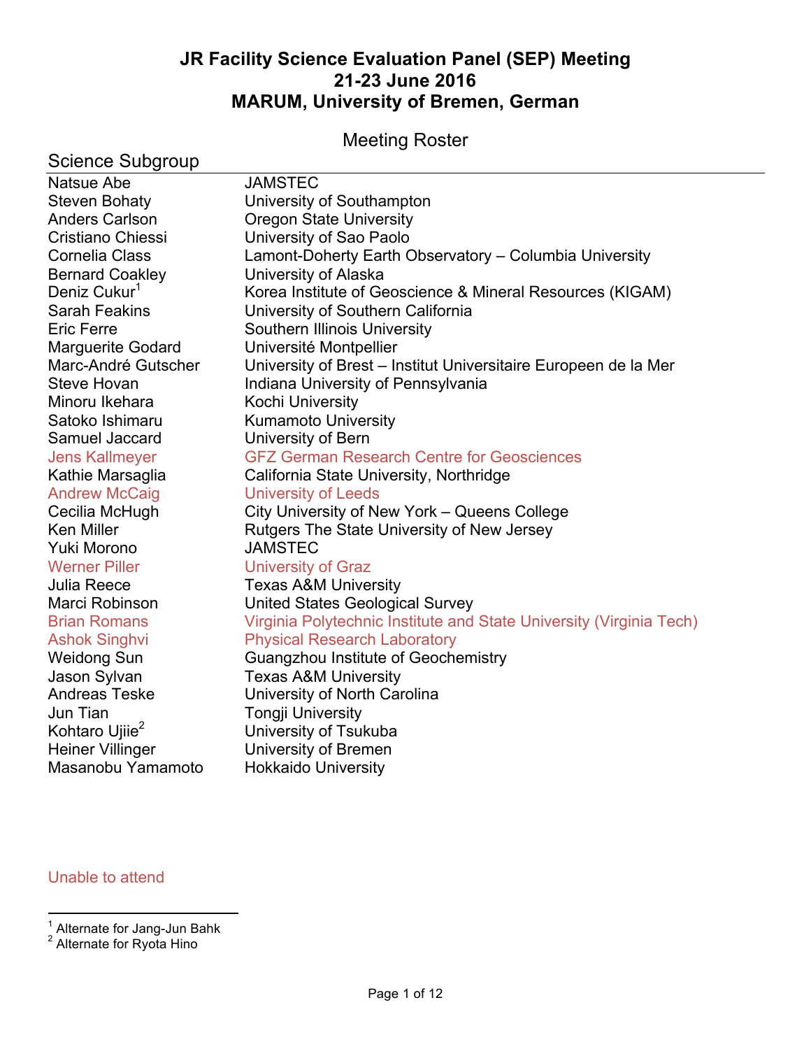# JR Facility Science Evaluation Panel (SEP) Meeting
# 21-23 June 2016
# MARUM, University of Bremen, German

## Meeting Roster

### Science Subgroup

| | |
|---|---|
| Natsue Abe | JAMSTEC |
| Steven Bohaty | University of Southampton |
| Anders Carlson | Oregon State University |
| Cristiano Chiessi | University of Sao Paolo |
| Cornelia Class | Lamont-Doherty Earth Observatory – Columbia University |
| Bernard Coakley | University of Alaska |
| Deniz Cukur[1] | Korea Institute of Geoscience & Mineral Resources (KIGAM) |
| Sarah Feakins | University of Southern California |
| Eric Ferre | Southern Illinois University |
| Marguerite Godard | Université Montpellier |
| Marc-André Gutscher | University of Brest – Institut Universitaire Europeen de la Mer |
| Steve Hovan | Indiana University of Pennsylvania |
| Minoru Ikehara | Kochi University |
| Satoko Ishimaru | Kumamoto University |
| Samuel Jaccard | University of Bern |
| Jens Kallmeyer | GFZ German Research Centre for Geosciences |
| Kathie Marsaglia | California State University, Northridge |
| Andrew McCaig | University of Leeds |
| Cecilia McHugh | City University of New York – Queens College |
| Ken Miller | Rutgers The State University of New Jersey |
| Yuki Morono | JAMSTEC |
| Werner Piller | University of Graz |
| Julia Reece | Texas A&M University |
| Marci Robinson | United States Geological Survey |
| Brian Romans | Virginia Polytechnic Institute and State University (Virginia Tech) |
| Ashok Singhvi | Physical Research Laboratory |
| Weidong Sun | Guangzhou Institute of Geochemistry |
| Jason Sylvan | Texas A&M University |
| Andreas Teske | University of North Carolina |
| Jun Tian | Tongji University |
| Kohtaro Ujiie[2] | University of Tsukuba |
| Heiner Villinger | University of Bremen |
| Masanobu Yamamoto | Hokkaido University |

Unable to attend

[1] Alternate for Jang-Jun Bahk

[2] Alternate for Ryota Hino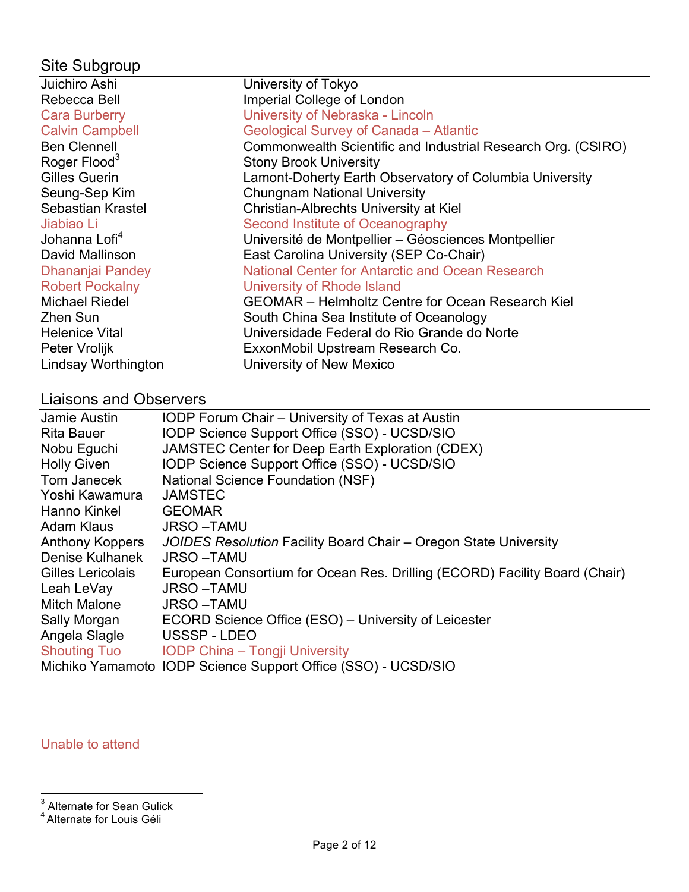## Site Subgroup

| | |
|---|---|
| Juichiro Ashi | University of Tokyo |
| Rebecca Bell | Imperial College of London |
| Cara Burberry | University of Nebraska - Lincoln |
| Calvin Campbell | Geological Survey of Canada – Atlantic |
| Ben Clennell | Commonwealth Scientific and Industrial Research Org. (CSIRO) |
| Roger Flood[3] | Stony Brook University |
| Gilles Guerin | Lamont-Doherty Earth Observatory of Columbia University |
| Seung-Sep Kim | Chungnam National University |
| Sebastian Krastel | Christian-Albrechts University at Kiel |
| Jiabiao Li | Second Institute of Oceanography |
| Johanna Lofi[4] | Université de Montpellier – Géosciences Montpellier |
| David Mallinson | East Carolina University (SEP Co-Chair) |
| Dhananjai Pandey | National Center for Antarctic and Ocean Research |
| Robert Pockalny | University of Rhode Island |
| Michael Riedel | GEOMAR – Helmholtz Centre for Ocean Research Kiel |
| Zhen Sun | South China Sea Institute of Oceanology |
| Helenice Vital | Universidade Federal do Rio Grande do Norte |
| Peter Vrolijk | ExxonMobil Upstream Research Co. |
| Lindsay Worthington | University of New Mexico |

## Liaisons and Observers

| | |
|---|---|
| Jamie Austin | IODP Forum Chair – University of Texas at Austin |
| Rita Bauer | IODP Science Support Office (SSO) - UCSD/SIO |
| Nobu Eguchi | JAMSTEC Center for Deep Earth Exploration (CDEX) |
| Holly Given | IODP Science Support Office (SSO) - UCSD/SIO |
| Tom Janecek | National Science Foundation (NSF) |
| Yoshi Kawamura | JAMSTEC |
| Hanno Kinkel | GEOMAR |
| Adam Klaus | JRSO –TAMU |
| Anthony Koppers | *JOIDES Resolution* Facility Board Chair – Oregon State University |
| Denise Kulhanek | JRSO –TAMU |
| Gilles Lericolais | European Consortium for Ocean Res. Drilling (ECORD) Facility Board (Chair) |
| Leah LeVay | JRSO –TAMU |
| Mitch Malone | JRSO –TAMU |
| Sally Morgan | ECORD Science Office (ESO) – University of Leicester |
| Angela Slagle | USSSP - LDEO |
| Shouting Tuo | IODP China – Tongji University |
| Michiko Yamamoto | IODP Science Support Office (SSO) - UCSD/SIO |

Unable to attend

[3] Alternate for Sean Gulick
[4] Alternate for Louis Géli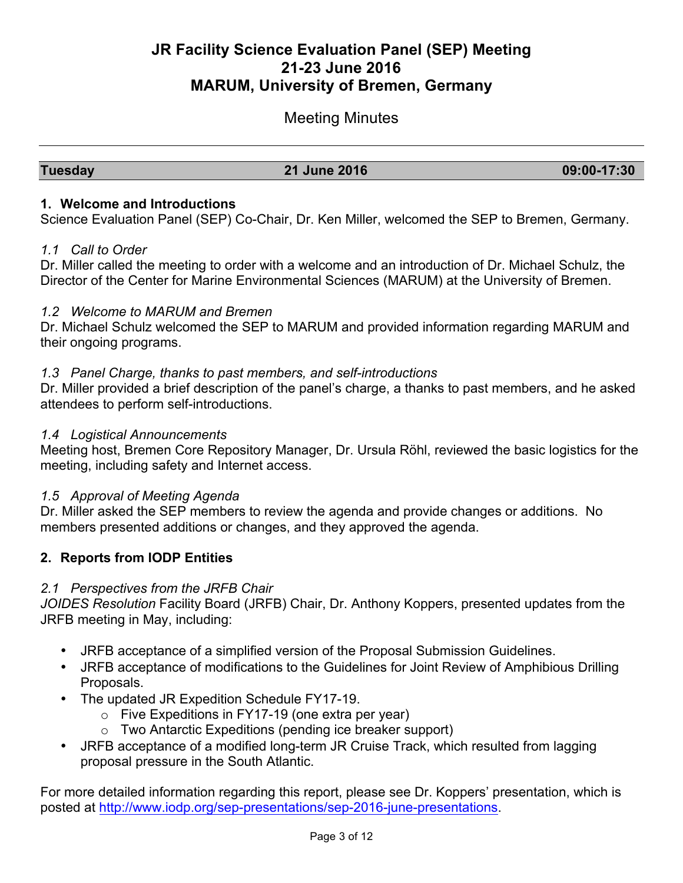# JR Facility Science Evaluation Panel (SEP) Meeting
# 21-23 June 2016
# MARUM, University of Bremen, Germany

Meeting Minutes

---

| Tuesday | 21 June 2016 | 09:00-17:30 |
|---|---|---|

## 1. Welcome and Introductions

Science Evaluation Panel (SEP) Co-Chair, Dr. Ken Miller, welcomed the SEP to Bremen, Germany.

### *1.1 Call to Order*

Dr. Miller called the meeting to order with a welcome and an introduction of Dr. Michael Schulz, the Director of the Center for Marine Environmental Sciences (MARUM) at the University of Bremen.

### *1.2 Welcome to MARUM and Bremen*

Dr. Michael Schulz welcomed the SEP to MARUM and provided information regarding MARUM and their ongoing programs.

### *1.3 Panel Charge, thanks to past members, and self-introductions*

Dr. Miller provided a brief description of the panel's charge, a thanks to past members, and he asked attendees to perform self-introductions.

### *1.4 Logistical Announcements*

Meeting host, Bremen Core Repository Manager, Dr. Ursula Röhl, reviewed the basic logistics for the meeting, including safety and Internet access.

### *1.5 Approval of Meeting Agenda*

Dr. Miller asked the SEP members to review the agenda and provide changes or additions. No members presented additions or changes, and they approved the agenda.

## 2. Reports from IODP Entities

### *2.1 Perspectives from the JRFB Chair*

*JOIDES Resolution* Facility Board (JRFB) Chair, Dr. Anthony Koppers, presented updates from the JRFB meeting in May, including:

- JRFB acceptance of a simplified version of the Proposal Submission Guidelines.
- JRFB acceptance of modifications to the Guidelines for Joint Review of Amphibious Drilling Proposals.
- The updated JR Expedition Schedule FY17-19.
    - Five Expeditions in FY17-19 (one extra per year)
    - Two Antarctic Expeditions (pending ice breaker support)
- JRFB acceptance of a modified long-term JR Cruise Track, which resulted from lagging proposal pressure in the South Atlantic.

For more detailed information regarding this report, please see Dr. Koppers' presentation, which is posted at http://www.iodp.org/sep-presentations/sep-2016-june-presentations.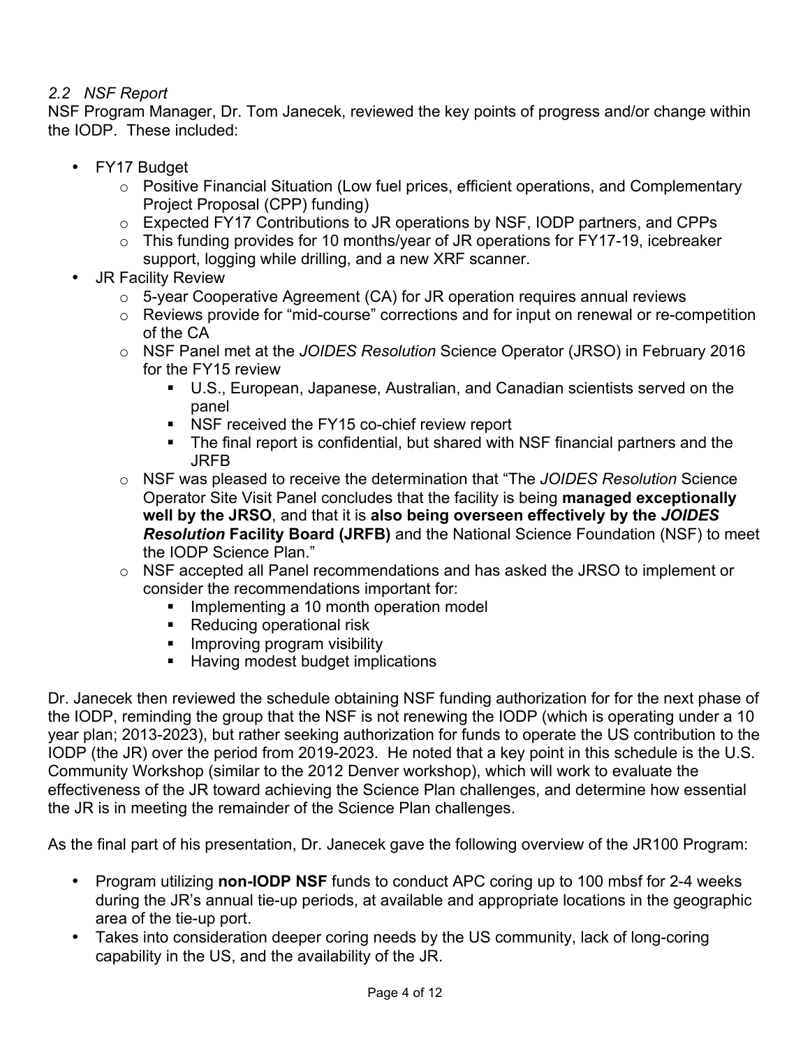### *2.2 NSF Report*

NSF Program Manager, Dr. Tom Janecek, reviewed the key points of progress and/or change within the IODP. These included:

- FY17 Budget
  - Positive Financial Situation (Low fuel prices, efficient operations, and Complementary Project Proposal (CPP) funding)
  - Expected FY17 Contributions to JR operations by NSF, IODP partners, and CPPs
  - This funding provides for 10 months/year of JR operations for FY17-19, icebreaker support, logging while drilling, and a new XRF scanner.
- JR Facility Review
  - 5-year Cooperative Agreement (CA) for JR operation requires annual reviews
  - Reviews provide for "mid-course" corrections and for input on renewal or re-competition of the CA
  - NSF Panel met at the *JOIDES Resolution* Science Operator (JRSO) in February 2016 for the FY15 review
    - U.S., European, Japanese, Australian, and Canadian scientists served on the panel
    - NSF received the FY15 co-chief review report
    - The final report is confidential, but shared with NSF financial partners and the JRFB
  - NSF was pleased to receive the determination that "The *JOIDES Resolution* Science Operator Site Visit Panel concludes that the facility is being **managed exceptionally well by the JRSO**, and that it is **also being overseen effectively by the *JOIDES Resolution* Facility Board (JRFB)** and the National Science Foundation (NSF) to meet the IODP Science Plan."
  - NSF accepted all Panel recommendations and has asked the JRSO to implement or consider the recommendations important for:
    - Implementing a 10 month operation model
    - Reducing operational risk
    - Improving program visibility
    - Having modest budget implications

Dr. Janecek then reviewed the schedule obtaining NSF funding authorization for for the next phase of the IODP, reminding the group that the NSF is not renewing the IODP (which is operating under a 10 year plan; 2013-2023), but rather seeking authorization for funds to operate the US contribution to the IODP (the JR) over the period from 2019-2023. He noted that a key point in this schedule is the U.S. Community Workshop (similar to the 2012 Denver workshop), which will work to evaluate the effectiveness of the JR toward achieving the Science Plan challenges, and determine how essential the JR is in meeting the remainder of the Science Plan challenges.

As the final part of his presentation, Dr. Janecek gave the following overview of the JR100 Program:

- Program utilizing **non-IODP NSF** funds to conduct APC coring up to 100 mbsf for 2-4 weeks during the JR's annual tie-up periods, at available and appropriate locations in the geographic area of the tie-up port.
- Takes into consideration deeper coring needs by the US community, lack of long-coring capability in the US, and the availability of the JR.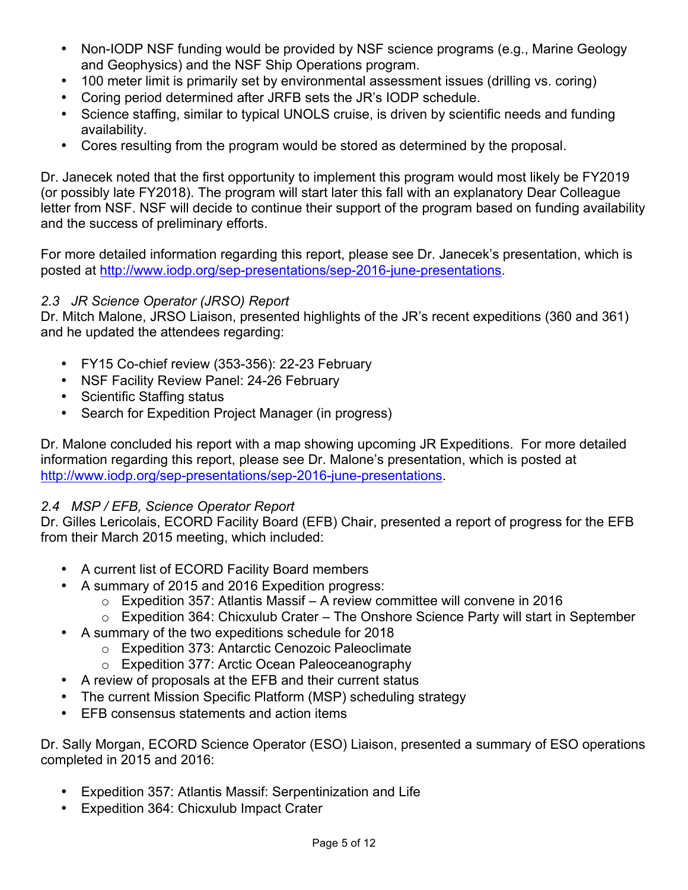- Non-IODP NSF funding would be provided by NSF science programs (e.g., Marine Geology and Geophysics) and the NSF Ship Operations program.
- 100 meter limit is primarily set by environmental assessment issues (drilling vs. coring)
- Coring period determined after JRFB sets the JR's IODP schedule.
- Science staffing, similar to typical UNOLS cruise, is driven by scientific needs and funding availability.
- Cores resulting from the program would be stored as determined by the proposal.

Dr. Janecek noted that the first opportunity to implement this program would most likely be FY2019 (or possibly late FY2018). The program will start later this fall with an explanatory Dear Colleague letter from NSF. NSF will decide to continue their support of the program based on funding availability and the success of preliminary efforts.

For more detailed information regarding this report, please see Dr. Janecek's presentation, which is posted at http://www.iodp.org/sep-presentations/sep-2016-june-presentations.

### *2.3 JR Science Operator (JRSO) Report*

Dr. Mitch Malone, JRSO Liaison, presented highlights of the JR's recent expeditions (360 and 361) and he updated the attendees regarding:

- FY15 Co-chief review (353-356): 22-23 February
- NSF Facility Review Panel: 24-26 February
- Scientific Staffing status
- Search for Expedition Project Manager (in progress)

Dr. Malone concluded his report with a map showing upcoming JR Expeditions. For more detailed information regarding this report, please see Dr. Malone's presentation, which is posted at http://www.iodp.org/sep-presentations/sep-2016-june-presentations.

### *2.4 MSP / EFB, Science Operator Report*

Dr. Gilles Lericolais, ECORD Facility Board (EFB) Chair, presented a report of progress for the EFB from their March 2015 meeting, which included:

- A current list of ECORD Facility Board members
- A summary of 2015 and 2016 Expedition progress:
  - Expedition 357: Atlantis Massif – A review committee will convene in 2016
  - Expedition 364: Chicxulub Crater – The Onshore Science Party will start in September
- A summary of the two expeditions schedule for 2018
  - Expedition 373: Antarctic Cenozoic Paleoclimate
  - Expedition 377: Arctic Ocean Paleoceanography
- A review of proposals at the EFB and their current status
- The current Mission Specific Platform (MSP) scheduling strategy
- EFB consensus statements and action items

Dr. Sally Morgan, ECORD Science Operator (ESO) Liaison, presented a summary of ESO operations completed in 2015 and 2016:

- Expedition 357: Atlantis Massif: Serpentinization and Life
- Expedition 364: Chicxulub Impact Crater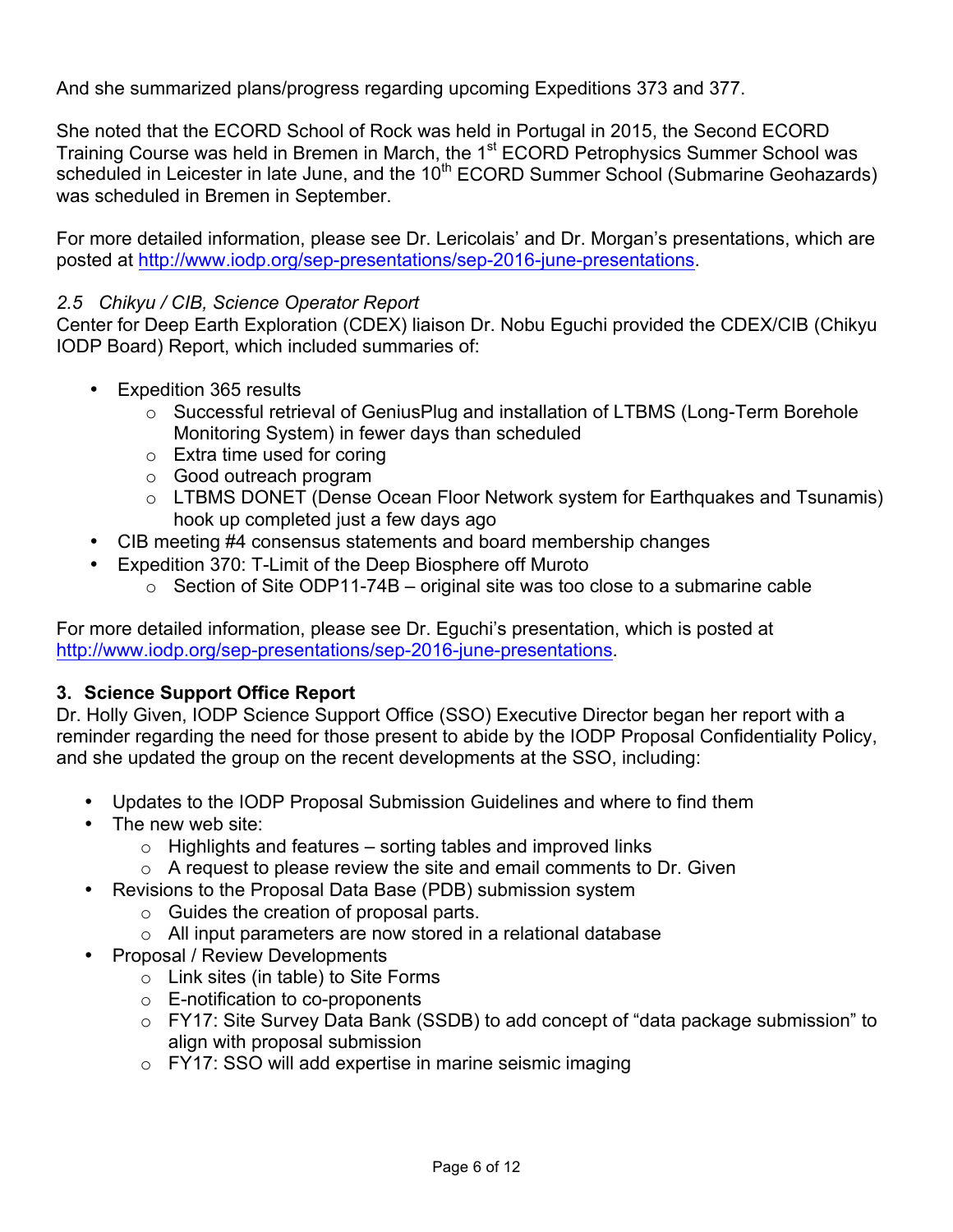And she summarized plans/progress regarding upcoming Expeditions 373 and 377.

She noted that the ECORD School of Rock was held in Portugal in 2015, the Second ECORD Training Course was held in Bremen in March, the 1st ECORD Petrophysics Summer School was scheduled in Leicester in late June, and the 10th ECORD Summer School (Submarine Geohazards) was scheduled in Bremen in September.

For more detailed information, please see Dr. Lericolais' and Dr. Morgan's presentations, which are posted at http://www.iodp.org/sep-presentations/sep-2016-june-presentations.

### *2.5 Chikyu / CIB, Science Operator Report*

Center for Deep Earth Exploration (CDEX) liaison Dr. Nobu Eguchi provided the CDEX/CIB (Chikyu IODP Board) Report, which included summaries of:

- Expedition 365 results
  - Successful retrieval of GeniusPlug and installation of LTBMS (Long-Term Borehole Monitoring System) in fewer days than scheduled
  - Extra time used for coring
  - Good outreach program
  - LTBMS DONET (Dense Ocean Floor Network system for Earthquakes and Tsunamis) hook up completed just a few days ago
- CIB meeting #4 consensus statements and board membership changes
- Expedition 370: T-Limit of the Deep Biosphere off Muroto
  - Section of Site ODP11-74B – original site was too close to a submarine cable

For more detailed information, please see Dr. Eguchi's presentation, which is posted at http://www.iodp.org/sep-presentations/sep-2016-june-presentations.

## 3. Science Support Office Report

Dr. Holly Given, IODP Science Support Office (SSO) Executive Director began her report with a reminder regarding the need for those present to abide by the IODP Proposal Confidentiality Policy, and she updated the group on the recent developments at the SSO, including:

- Updates to the IODP Proposal Submission Guidelines and where to find them
- The new web site:
  - Highlights and features – sorting tables and improved links
  - A request to please review the site and email comments to Dr. Given
- Revisions to the Proposal Data Base (PDB) submission system
  - Guides the creation of proposal parts.
  - All input parameters are now stored in a relational database
- Proposal / Review Developments
  - Link sites (in table) to Site Forms
  - E-notification to co-proponents
  - FY17: Site Survey Data Bank (SSDB) to add concept of "data package submission" to align with proposal submission
  - FY17: SSO will add expertise in marine seismic imaging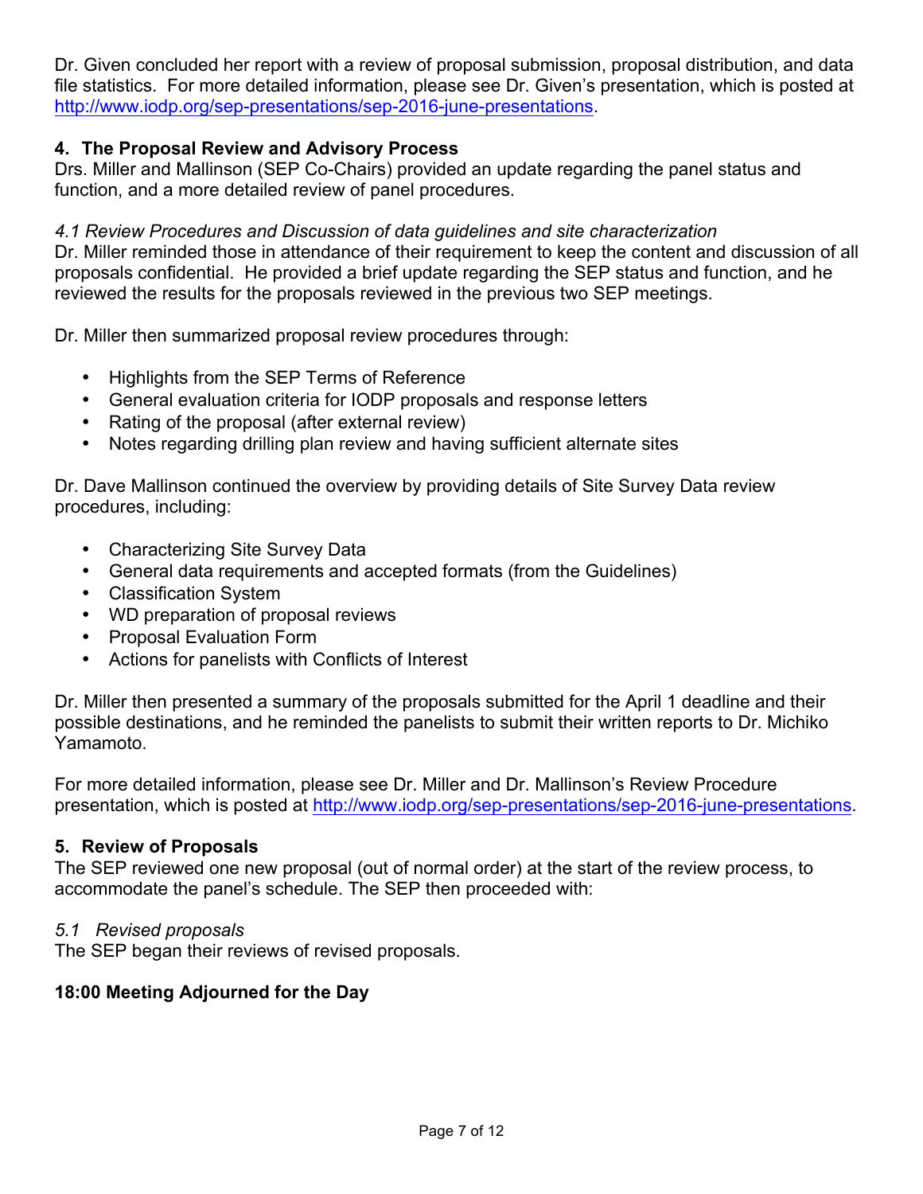Dr. Given concluded her report with a review of proposal submission, proposal distribution, and data file statistics. For more detailed information, please see Dr. Given's presentation, which is posted at http://www.iodp.org/sep-presentations/sep-2016-june-presentations.

**4. The Proposal Review and Advisory Process**

Drs. Miller and Mallinson (SEP Co-Chairs) provided an update regarding the panel status and function, and a more detailed review of panel procedures.

*4.1 Review Procedures and Discussion of data guidelines and site characterization*

Dr. Miller reminded those in attendance of their requirement to keep the content and discussion of all proposals confidential. He provided a brief update regarding the SEP status and function, and he reviewed the results for the proposals reviewed in the previous two SEP meetings.

Dr. Miller then summarized proposal review procedures through:

- Highlights from the SEP Terms of Reference
- General evaluation criteria for IODP proposals and response letters
- Rating of the proposal (after external review)
- Notes regarding drilling plan review and having sufficient alternate sites

Dr. Dave Mallinson continued the overview by providing details of Site Survey Data review procedures, including:

- Characterizing Site Survey Data
- General data requirements and accepted formats (from the Guidelines)
- Classification System
- WD preparation of proposal reviews
- Proposal Evaluation Form
- Actions for panelists with Conflicts of Interest

Dr. Miller then presented a summary of the proposals submitted for the April 1 deadline and their possible destinations, and he reminded the panelists to submit their written reports to Dr. Michiko Yamamoto.

For more detailed information, please see Dr. Miller and Dr. Mallinson's Review Procedure presentation, which is posted at http://www.iodp.org/sep-presentations/sep-2016-june-presentations.

**5. Review of Proposals**

The SEP reviewed one new proposal (out of normal order) at the start of the review process, to accommodate the panel's schedule. The SEP then proceeded with:

*5.1 Revised proposals*

The SEP began their reviews of revised proposals.

**18:00 Meeting Adjourned for the Day**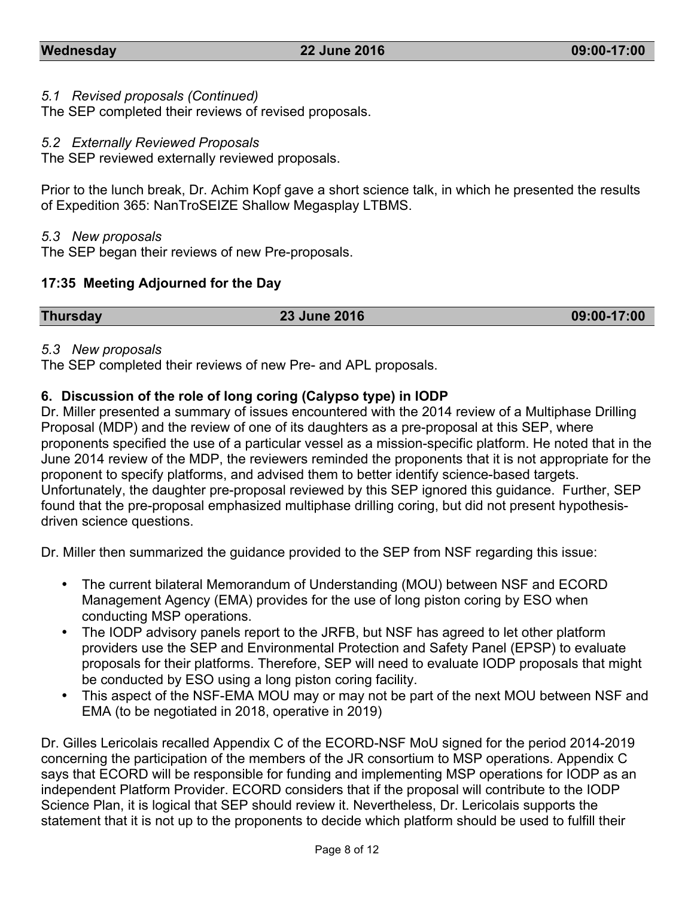| **Wednesday** | **22 June 2016** | **09:00-17:00** |
|---|---|---|

*5.1 Revised proposals (Continued)*
The SEP completed their reviews of revised proposals.

*5.2 Externally Reviewed Proposals*
The SEP reviewed externally reviewed proposals.

Prior to the lunch break, Dr. Achim Kopf gave a short science talk, in which he presented the results of Expedition 365: NanTroSEIZE Shallow Megasplay LTBMS.

*5.3 New proposals*
The SEP began their reviews of new Pre-proposals.

**17:35 Meeting Adjourned for the Day**

| **Thursday** | **23 June 2016** | **09:00-17:00** |
|---|---|---|

*5.3 New proposals*
The SEP completed their reviews of new Pre- and APL proposals.

**6. Discussion of the role of long coring (Calypso type) in IODP**

Dr. Miller presented a summary of issues encountered with the 2014 review of a Multiphase Drilling Proposal (MDP) and the review of one of its daughters as a pre-proposal at this SEP, where proponents specified the use of a particular vessel as a mission-specific platform. He noted that in the June 2014 review of the MDP, the reviewers reminded the proponents that it is not appropriate for the proponent to specify platforms, and advised them to better identify science-based targets. Unfortunately, the daughter pre-proposal reviewed by this SEP ignored this guidance. Further, SEP found that the pre-proposal emphasized multiphase drilling coring, but did not present hypothesis-driven science questions.

Dr. Miller then summarized the guidance provided to the SEP from NSF regarding this issue:

- The current bilateral Memorandum of Understanding (MOU) between NSF and ECORD Management Agency (EMA) provides for the use of long piston coring by ESO when conducting MSP operations.
- The IODP advisory panels report to the JRFB, but NSF has agreed to let other platform providers use the SEP and Environmental Protection and Safety Panel (EPSP) to evaluate proposals for their platforms. Therefore, SEP will need to evaluate IODP proposals that might be conducted by ESO using a long piston coring facility.
- This aspect of the NSF-EMA MOU may or may not be part of the next MOU between NSF and EMA (to be negotiated in 2018, operative in 2019)

Dr. Gilles Lericolais recalled Appendix C of the ECORD-NSF MoU signed for the period 2014-2019 concerning the participation of the members of the JR consortium to MSP operations. Appendix C says that ECORD will be responsible for funding and implementing MSP operations for IODP as an independent Platform Provider. ECORD considers that if the proposal will contribute to the IODP Science Plan, it is logical that SEP should review it. Nevertheless, Dr. Lericolais supports the statement that it is not up to the proponents to decide which platform should be used to fulfill their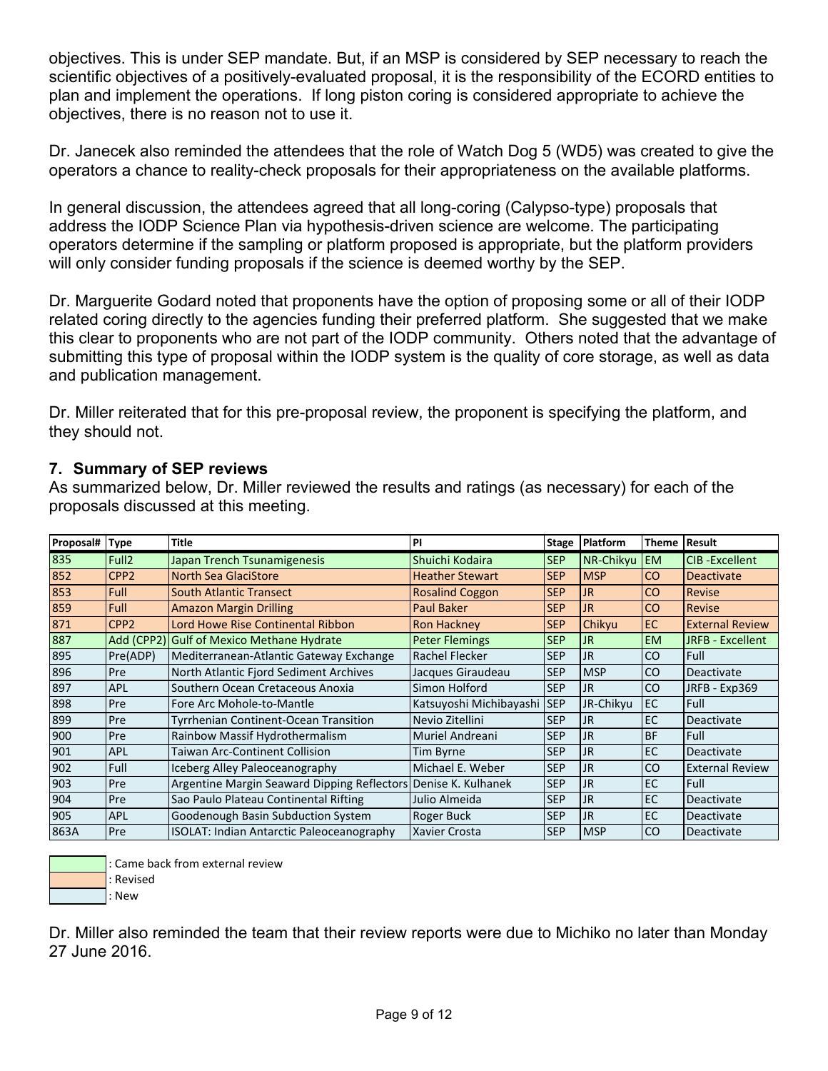objectives. This is under SEP mandate. But, if an MSP is considered by SEP necessary to reach the scientific objectives of a positively-evaluated proposal, it is the responsibility of the ECORD entities to plan and implement the operations. If long piston coring is considered appropriate to achieve the objectives, there is no reason not to use it.

Dr. Janecek also reminded the attendees that the role of Watch Dog 5 (WD5) was created to give the operators a chance to reality-check proposals for their appropriateness on the available platforms.

In general discussion, the attendees agreed that all long-coring (Calypso-type) proposals that address the IODP Science Plan via hypothesis-driven science are welcome. The participating operators determine if the sampling or platform proposed is appropriate, but the platform providers will only consider funding proposals if the science is deemed worthy by the SEP.

Dr. Marguerite Godard noted that proponents have the option of proposing some or all of their IODP related coring directly to the agencies funding their preferred platform. She suggested that we make this clear to proponents who are not part of the IODP community. Others noted that the advantage of submitting this type of proposal within the IODP system is the quality of core storage, as well as data and publication management.

Dr. Miller reiterated that for this pre-proposal review, the proponent is specifying the platform, and they should not.

## 7. Summary of SEP reviews

As summarized below, Dr. Miller reviewed the results and ratings (as necessary) for each of the proposals discussed at this meeting.

| Proposal# | Type | Title | PI | Stage | Platform | Theme | Result |
|---|---|---|---|---|---|---|---|
| 835 | Full2 | Japan Trench Tsunamigenesis | Shuichi Kodaira | SEP | NR-Chikyu | EM | CIB -Excellent |
| 852 | CPP2 | North Sea GlaciStore | Heather Stewart | SEP | MSP | CO | Deactivate |
| 853 | Full | South Atlantic Transect | Rosalind Coggon | SEP | JR | CO | Revise |
| 859 | Full | Amazon Margin Drilling | Paul Baker | SEP | JR | CO | Revise |
| 871 | CPP2 | Lord Howe Rise Continental Ribbon | Ron Hackney | SEP | Chikyu | EC | External Review |
| 887 | Add (CPP2) | Gulf of Mexico Methane Hydrate | Peter Flemings | SEP | JR | EM | JRFB - Excellent |
| 895 | Pre(ADP) | Mediterranean-Atlantic Gateway Exchange | Rachel Flecker | SEP | JR | CO | Full |
| 896 | Pre | North Atlantic Fjord Sediment Archives | Jacques Giraudeau | SEP | MSP | CO | Deactivate |
| 897 | APL | Southern Ocean Cretaceous Anoxia | Simon Holford | SEP | JR | CO | JRFB - Exp369 |
| 898 | Pre | Fore Arc Mohole-to-Mantle | Katsuyoshi Michibayashi | SEP | JR-Chikyu | EC | Full |
| 899 | Pre | Tyrrhenian Continent-Ocean Transition | Nevio Zitellini | SEP | JR | EC | Deactivate |
| 900 | Pre | Rainbow Massif Hydrothermalism | Muriel Andreani | SEP | JR | BF | Full |
| 901 | APL | Taiwan Arc-Continent Collision | Tim Byrne | SEP | JR | EC | Deactivate |
| 902 | Full | Iceberg Alley Paleoceanography | Michael E. Weber | SEP | JR | CO | External Review |
| 903 | Pre | Argentine Margin Seaward Dipping Reflectors | Denise K. Kulhanek | SEP | JR | EC | Full |
| 904 | Pre | Sao Paulo Plateau Continental Rifting | Julio Almeida | SEP | JR | EC | Deactivate |
| 905 | APL | Goodenough Basin Subduction System | Roger Buck | SEP | JR | EC | Deactivate |
| 863A | Pre | ISOLAT: Indian Antarctic Paleoceanography | Xavier Crosta | SEP | MSP | CO | Deactivate |

: Came back from external review
: Revised
: New

Dr. Miller also reminded the team that their review reports were due to Michiko no later than Monday 27 June 2016.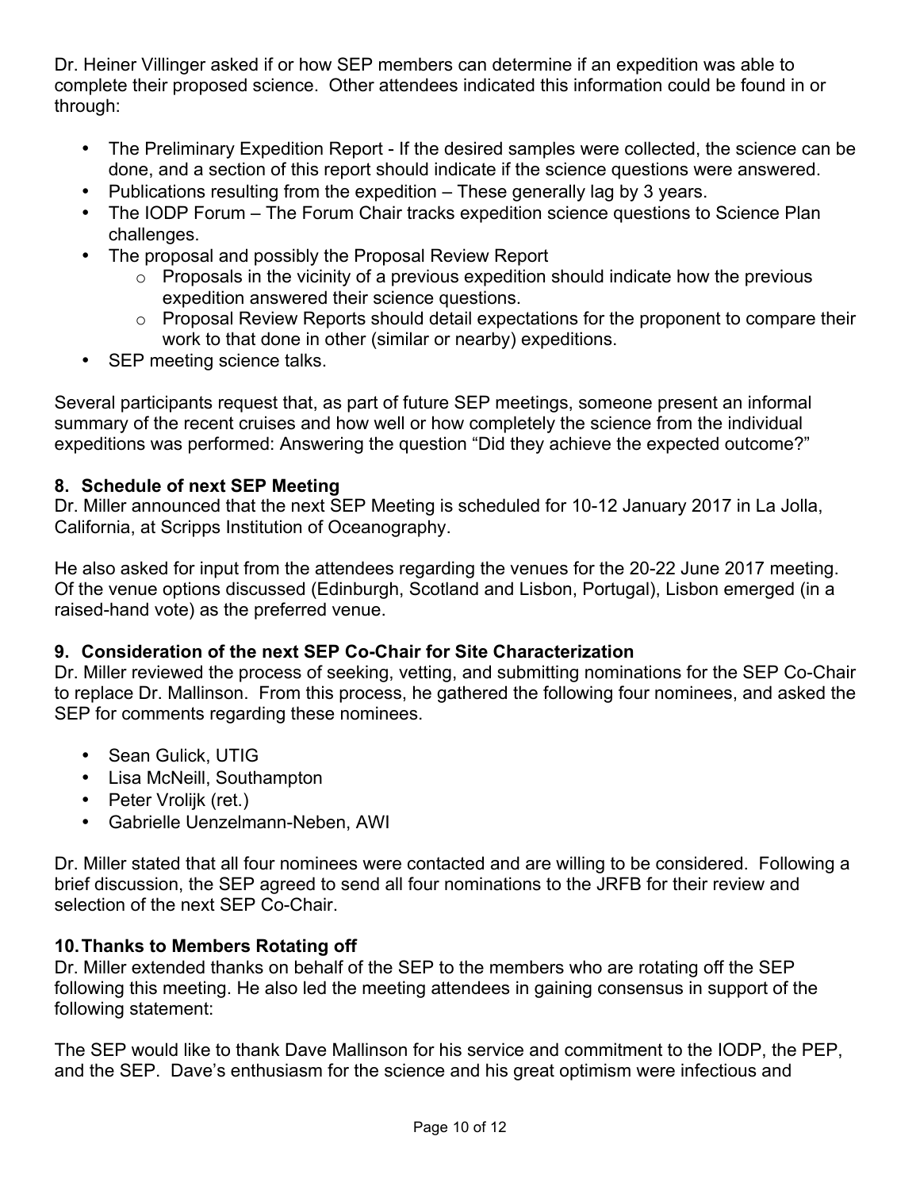Dr. Heiner Villinger asked if or how SEP members can determine if an expedition was able to complete their proposed science. Other attendees indicated this information could be found in or through:

- The Preliminary Expedition Report - If the desired samples were collected, the science can be done, and a section of this report should indicate if the science questions were answered.
- Publications resulting from the expedition – These generally lag by 3 years.
- The IODP Forum – The Forum Chair tracks expedition science questions to Science Plan challenges.
- The proposal and possibly the Proposal Review Report
  - Proposals in the vicinity of a previous expedition should indicate how the previous expedition answered their science questions.
  - Proposal Review Reports should detail expectations for the proponent to compare their work to that done in other (similar or nearby) expeditions.
- SEP meeting science talks.

Several participants request that, as part of future SEP meetings, someone present an informal summary of the recent cruises and how well or how completely the science from the individual expeditions was performed: Answering the question "Did they achieve the expected outcome?"

## 8. Schedule of next SEP Meeting

Dr. Miller announced that the next SEP Meeting is scheduled for 10-12 January 2017 in La Jolla, California, at Scripps Institution of Oceanography.

He also asked for input from the attendees regarding the venues for the 20-22 June 2017 meeting. Of the venue options discussed (Edinburgh, Scotland and Lisbon, Portugal), Lisbon emerged (in a raised-hand vote) as the preferred venue.

## 9. Consideration of the next SEP Co-Chair for Site Characterization

Dr. Miller reviewed the process of seeking, vetting, and submitting nominations for the SEP Co-Chair to replace Dr. Mallinson. From this process, he gathered the following four nominees, and asked the SEP for comments regarding these nominees.

- Sean Gulick, UTIG
- Lisa McNeill, Southampton
- Peter Vrolijk (ret.)
- Gabrielle Uenzelmann-Neben, AWI

Dr. Miller stated that all four nominees were contacted and are willing to be considered. Following a brief discussion, the SEP agreed to send all four nominations to the JRFB for their review and selection of the next SEP Co-Chair.

## 10. Thanks to Members Rotating off

Dr. Miller extended thanks on behalf of the SEP to the members who are rotating off the SEP following this meeting. He also led the meeting attendees in gaining consensus in support of the following statement:

The SEP would like to thank Dave Mallinson for his service and commitment to the IODP, the PEP, and the SEP. Dave's enthusiasm for the science and his great optimism were infectious and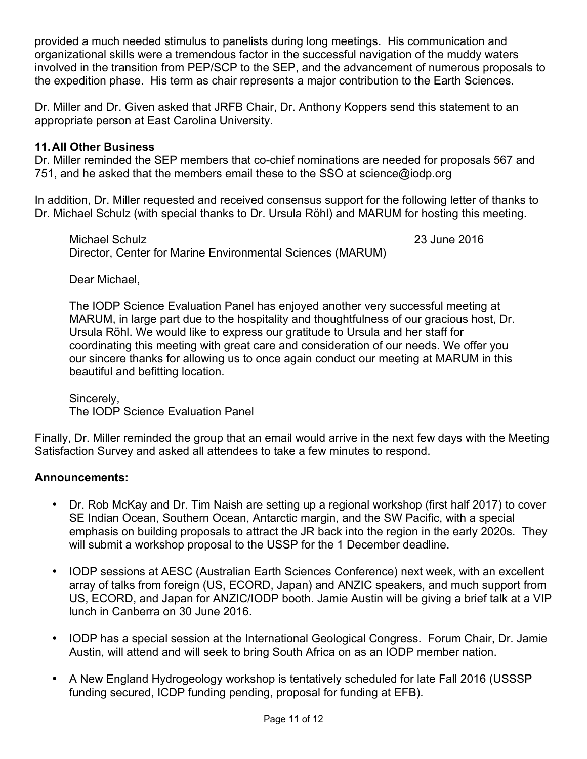provided a much needed stimulus to panelists during long meetings. His communication and organizational skills were a tremendous factor in the successful navigation of the muddy waters involved in the transition from PEP/SCP to the SEP, and the advancement of numerous proposals to the expedition phase. His term as chair represents a major contribution to the Earth Sciences.

Dr. Miller and Dr. Given asked that JRFB Chair, Dr. Anthony Koppers send this statement to an appropriate person at East Carolina University.

**11. All Other Business**

Dr. Miller reminded the SEP members that co-chief nominations are needed for proposals 567 and 751, and he asked that the members email these to the SSO at science@iodp.org

In addition, Dr. Miller requested and received consensus support for the following letter of thanks to Dr. Michael Schulz (with special thanks to Dr. Ursula Röhl) and MARUM for hosting this meeting.

> Michael Schulz 23 June 2016
> Director, Center for Marine Environmental Sciences (MARUM)
>
> Dear Michael,
>
> The IODP Science Evaluation Panel has enjoyed another very successful meeting at MARUM, in large part due to the hospitality and thoughtfulness of our gracious host, Dr. Ursula Röhl. We would like to express our gratitude to Ursula and her staff for coordinating this meeting with great care and consideration of our needs. We offer you our sincere thanks for allowing us to once again conduct our meeting at MARUM in this beautiful and befitting location.
>
> Sincerely,
> The IODP Science Evaluation Panel

Finally, Dr. Miller reminded the group that an email would arrive in the next few days with the Meeting Satisfaction Survey and asked all attendees to take a few minutes to respond.

**Announcements:**

- Dr. Rob McKay and Dr. Tim Naish are setting up a regional workshop (first half 2017) to cover SE Indian Ocean, Southern Ocean, Antarctic margin, and the SW Pacific, with a special emphasis on building proposals to attract the JR back into the region in the early 2020s. They will submit a workshop proposal to the USSP for the 1 December deadline.
- IODP sessions at AESC (Australian Earth Sciences Conference) next week, with an excellent array of talks from foreign (US, ECORD, Japan) and ANZIC speakers, and much support from US, ECORD, and Japan for ANZIC/IODP booth. Jamie Austin will be giving a brief talk at a VIP lunch in Canberra on 30 June 2016.
- IODP has a special session at the International Geological Congress. Forum Chair, Dr. Jamie Austin, will attend and will seek to bring South Africa on as an IODP member nation.
- A New England Hydrogeology workshop is tentatively scheduled for late Fall 2016 (USSSP funding secured, ICDP funding pending, proposal for funding at EFB).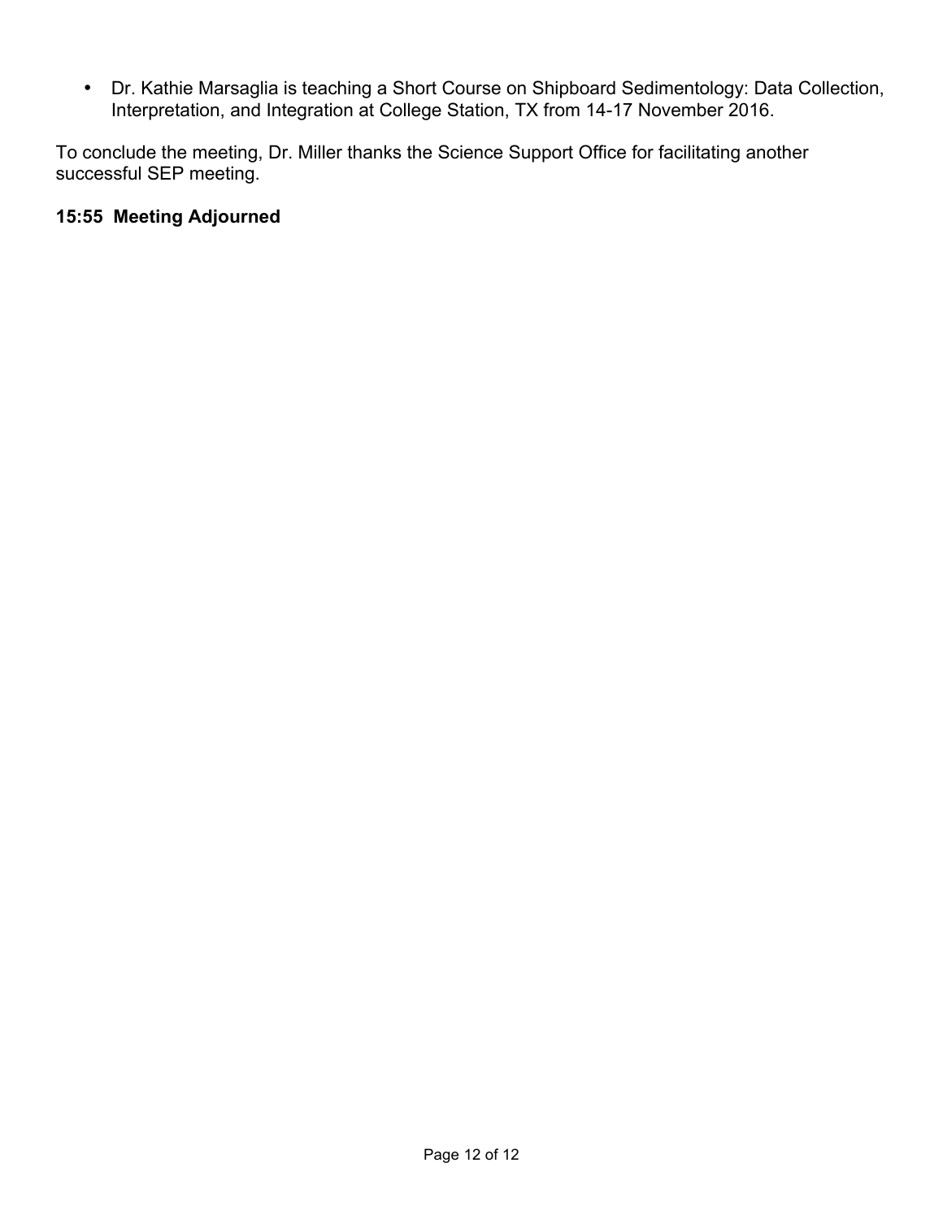- Dr. Kathie Marsaglia is teaching a Short Course on Shipboard Sedimentology: Data Collection, Interpretation, and Integration at College Station, TX from 14-17 November 2016.

To conclude the meeting, Dr. Miller thanks the Science Support Office for facilitating another successful SEP meeting.

**15:55 Meeting Adjourned**